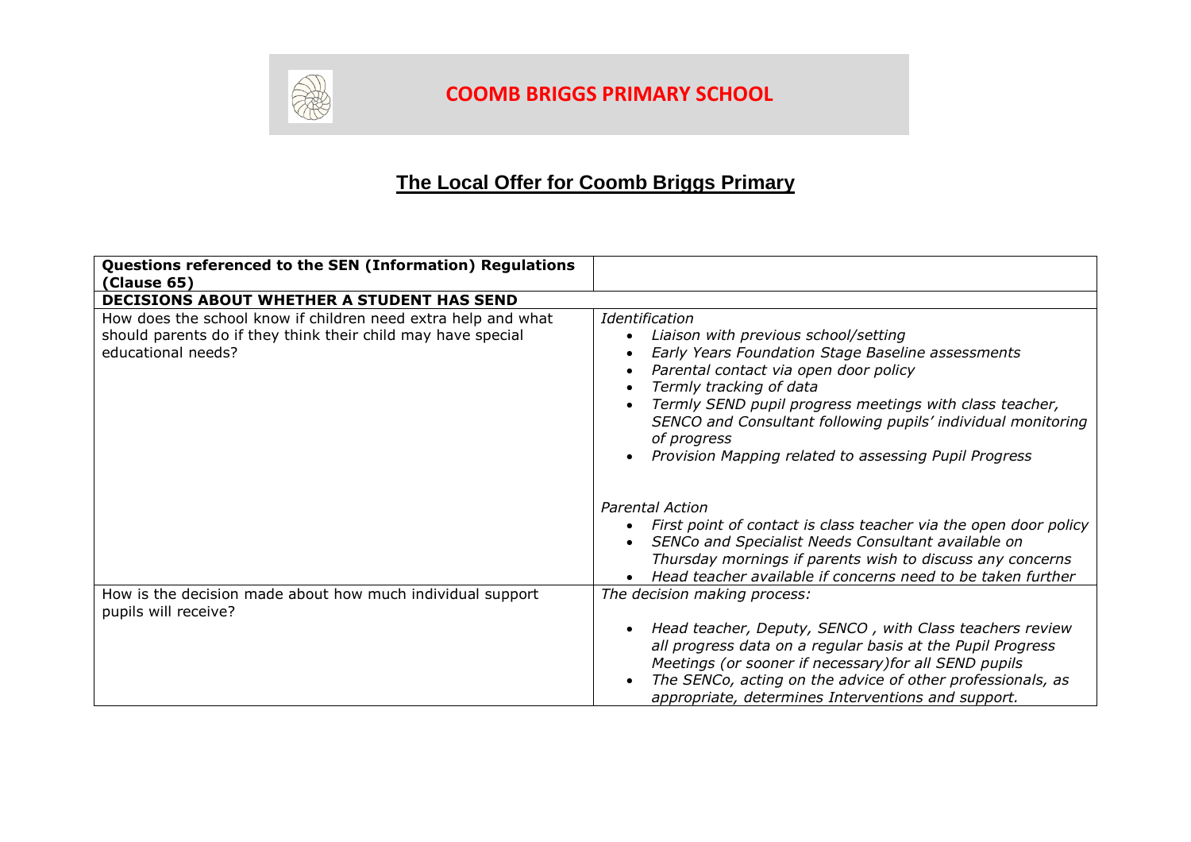# COOMB BRIGGS PRIMARY SCHOOL

## The Local Offer for Coomb Briggs Primary

| **Questions referenced to the SEN (Information) Regulations (Clause 65)** | |
|---|---|
| **DECISIONS ABOUT WHETHER A STUDENT HAS SEND** | |
| How does the school know if children need extra help and what should parents do if they think their child may have special educational needs? | *Identification*<br>• *Liaison with previous school/setting*<br>• *Early Years Foundation Stage Baseline assessments*<br>• *Parental contact via open door policy*<br>• *Termly tracking of data*<br>• *Termly SEND pupil progress meetings with class teacher, SENCO and Consultant following pupils' individual monitoring of progress*<br>• *Provision Mapping related to assessing Pupil Progress*<br><br>*Parental Action*<br>• *First point of contact is class teacher via the open door policy*<br>• *SENCo and Specialist Needs Consultant available on Thursday mornings if parents wish to discuss any concerns*<br>• *Head teacher available if concerns need to be taken further* |
| How is the decision made about how much individual support pupils will receive? | *The decision making process:*<br>• *Head teacher, Deputy, SENCO , with Class teachers review all progress data on a regular basis at the Pupil Progress Meetings (or sooner if necessary)for all SEND pupils*<br>• *The SENCo, acting on the advice of other professionals, as appropriate, determines Interventions and support.* |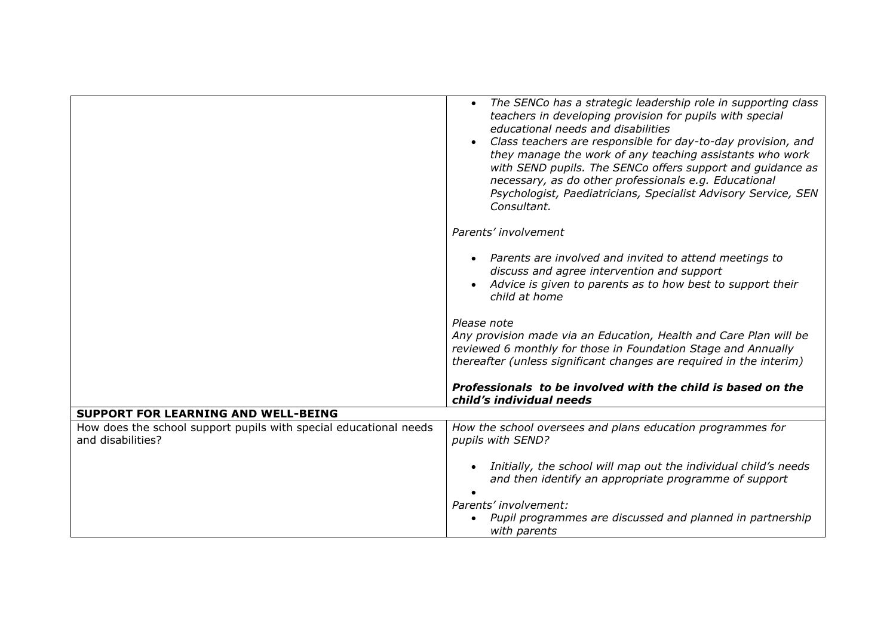| | |
|---|---|
| | • *The SENCo has a strategic leadership role in supporting class teachers in developing provision for pupils with special educational needs and disabilities*<br>• *Class teachers are responsible for day-to-day provision, and they manage the work of any teaching assistants who work with SEND pupils. The SENCo offers support and guidance as necessary, as do other professionals e.g. Educational Psychologist, Paediatricians, Specialist Advisory Service, SEN Consultant.*<br><br>*Parents' involvement*<br><br>• *Parents are involved and invited to attend meetings to discuss and agree intervention and support*<br>• *Advice is given to parents as to how best to support their child at home*<br><br>*Please note*<br>*Any provision made via an Education, Health and Care Plan will be reviewed 6 monthly for those in Foundation Stage and Annually thereafter (unless significant changes are required in the interim)*<br><br>***Professionals to be involved with the child is based on the child's individual needs*** |
| **SUPPORT FOR LEARNING AND WELL-BEING** | |
| How does the school support pupils with special educational needs and disabilities? | *How the school oversees and plans education programmes for pupils with SEND?*<br><br>• *Initially, the school will map out the individual child's needs and then identify an appropriate programme of support*<br>•<br><br>*Parents' involvement:*<br>• *Pupil programmes are discussed and planned in partnership with parents* |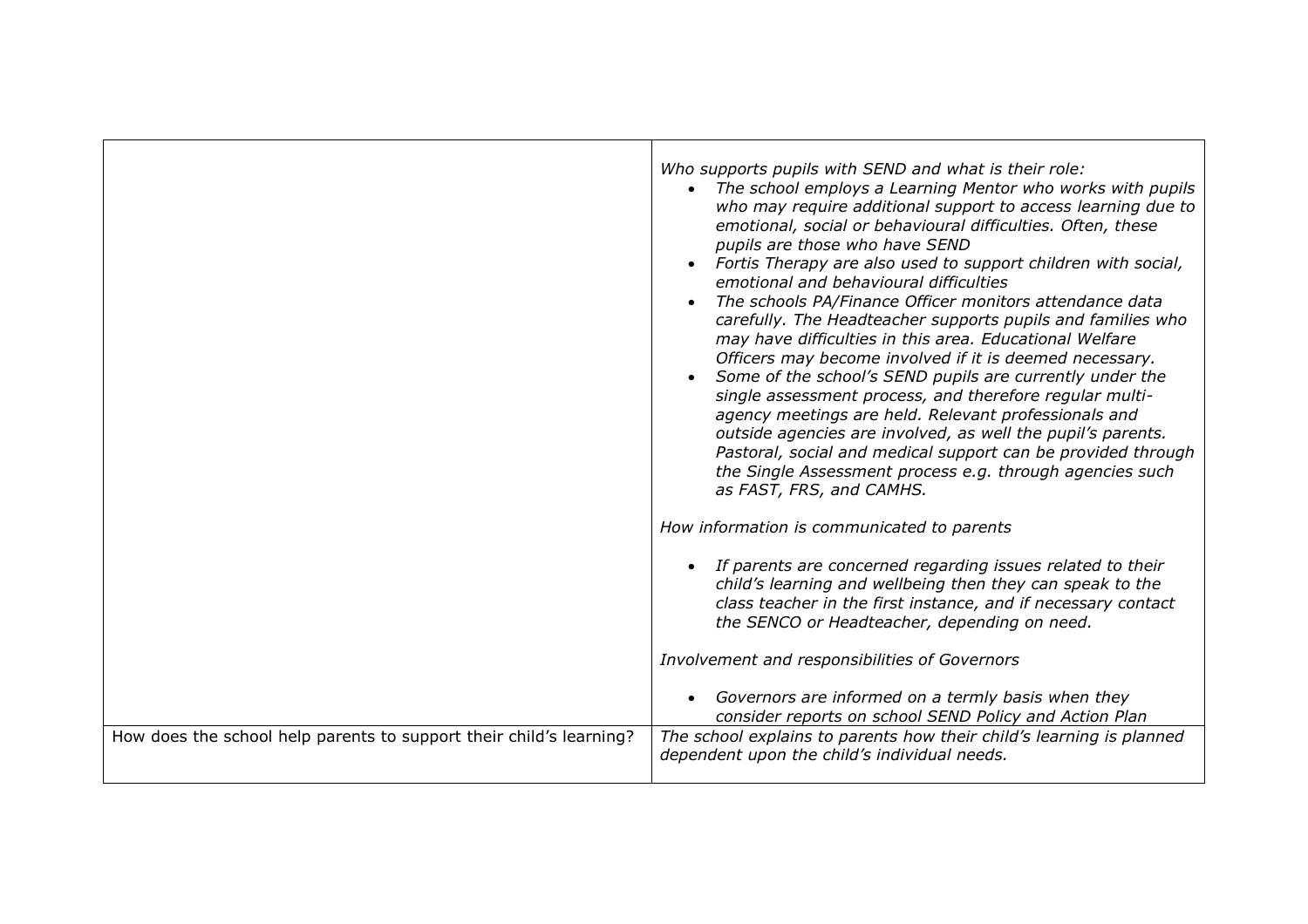| | |
|---|---|
| | *Who supports pupils with SEND and what is their role:*<br>• *The school employs a Learning Mentor who works with pupils who may require additional support to access learning due to emotional, social or behavioural difficulties. Often, these pupils are those who have SEND*<br>• *Fortis Therapy are also used to support children with social, emotional and behavioural difficulties*<br>• *The schools PA/Finance Officer monitors attendance data carefully. The Headteacher supports pupils and families who may have difficulties in this area. Educational Welfare Officers may become involved if it is deemed necessary.*<br>• *Some of the school's SEND pupils are currently under the single assessment process, and therefore regular multi-agency meetings are held. Relevant professionals and outside agencies are involved, as well the pupil's parents. Pastoral, social and medical support can be provided through the Single Assessment process e.g. through agencies such as FAST, FRS, and CAMHS.*<br><br>*How information is communicated to parents*<br><br>• *If parents are concerned regarding issues related to their child's learning and wellbeing then they can speak to the class teacher in the first instance, and if necessary contact the SENCO or Headteacher, depending on need.*<br><br>*Involvement and responsibilities of Governors*<br><br>• *Governors are informed on a termly basis when they consider reports on school SEND Policy and Action Plan* |
| How does the school help parents to support their child's learning? | *The school explains to parents how their child's learning is planned dependent upon the child's individual needs.* |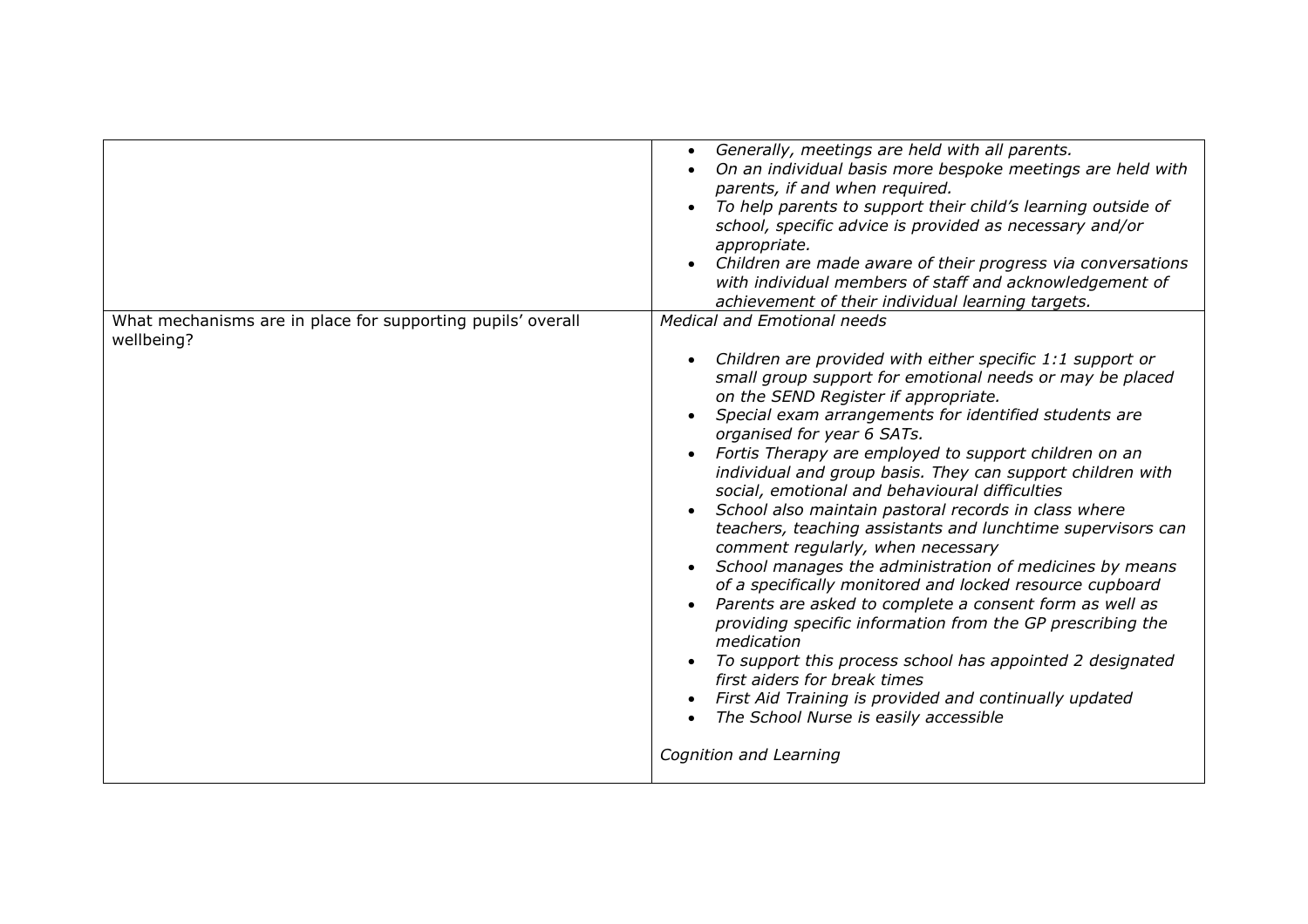| | |
|---|---|
| | • *Generally, meetings are held with all parents.*<br>• *On an individual basis more bespoke meetings are held with parents, if and when required.*<br>• *To help parents to support their child's learning outside of school, specific advice is provided as necessary and/or appropriate.*<br>• *Children are made aware of their progress via conversations with individual members of staff and acknowledgement of achievement of their individual learning targets.* |
| What mechanisms are in place for supporting pupils' overall wellbeing? | *Medical and Emotional needs*<br><br>• *Children are provided with either specific 1:1 support or small group support for emotional needs or may be placed on the SEND Register if appropriate.*<br>• *Special exam arrangements for identified students are organised for year 6 SATs.*<br>• *Fortis Therapy are employed to support children on an individual and group basis. They can support children with social, emotional and behavioural difficulties*<br>• *School also maintain pastoral records in class where teachers, teaching assistants and lunchtime supervisors can comment regularly, when necessary*<br>• *School manages the administration of medicines by means of a specifically monitored and locked resource cupboard*<br>• *Parents are asked to complete a consent form as well as providing specific information from the GP prescribing the medication*<br>• *To support this process school has appointed 2 designated first aiders for break times*<br>• *First Aid Training is provided and continually updated*<br>• *The School Nurse is easily accessible*<br><br>*Cognition and Learning* |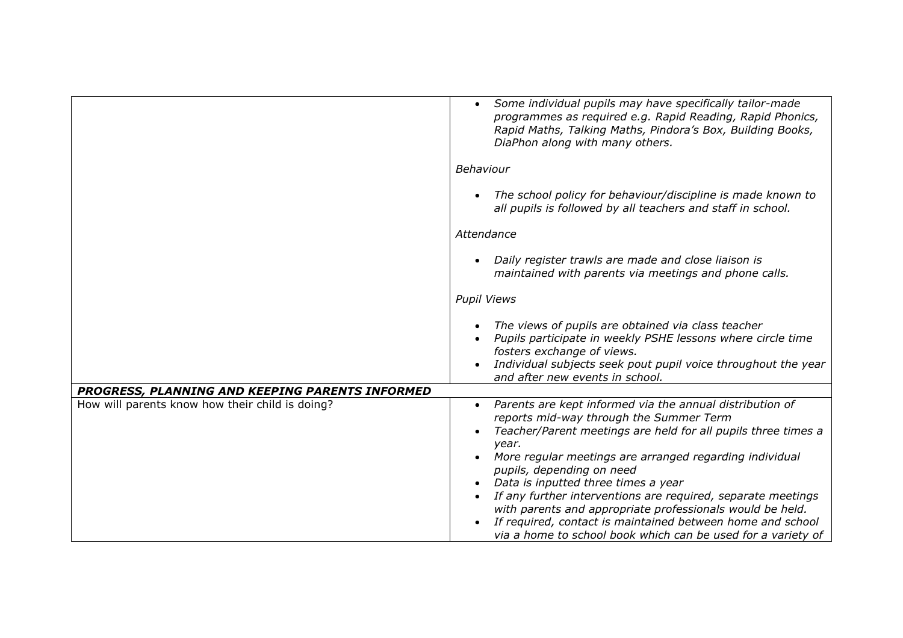| | |
|---|---|
| | • *Some individual pupils may have specifically tailor-made programmes as required e.g. Rapid Reading, Rapid Phonics, Rapid Maths, Talking Maths, Pindora's Box, Building Books, DiaPhon along with many others.*<br><br>*Behaviour*<br><br>• *The school policy for behaviour/discipline is made known to all pupils is followed by all teachers and staff in school.*<br><br>*Attendance*<br><br>• *Daily register trawls are made and close liaison is maintained with parents via meetings and phone calls.*<br><br>*Pupil Views*<br><br>• *The views of pupils are obtained via class teacher*<br>• *Pupils participate in weekly PSHE lessons where circle time fosters exchange of views.*<br>• *Individual subjects seek pout pupil voice throughout the year and after new events in school.* |
| ***PROGRESS, PLANNING AND KEEPING PARENTS INFORMED*** | |
| How will parents know how their child is doing? | • *Parents are kept informed via the annual distribution of reports mid-way through the Summer Term*<br>• *Teacher/Parent meetings are held for all pupils three times a year.*<br>• *More regular meetings are arranged regarding individual pupils, depending on need*<br>• *Data is inputted three times a year*<br>• *If any further interventions are required, separate meetings with parents and appropriate professionals would be held.*<br>• *If required, contact is maintained between home and school via a home to school book which can be used for a variety of* |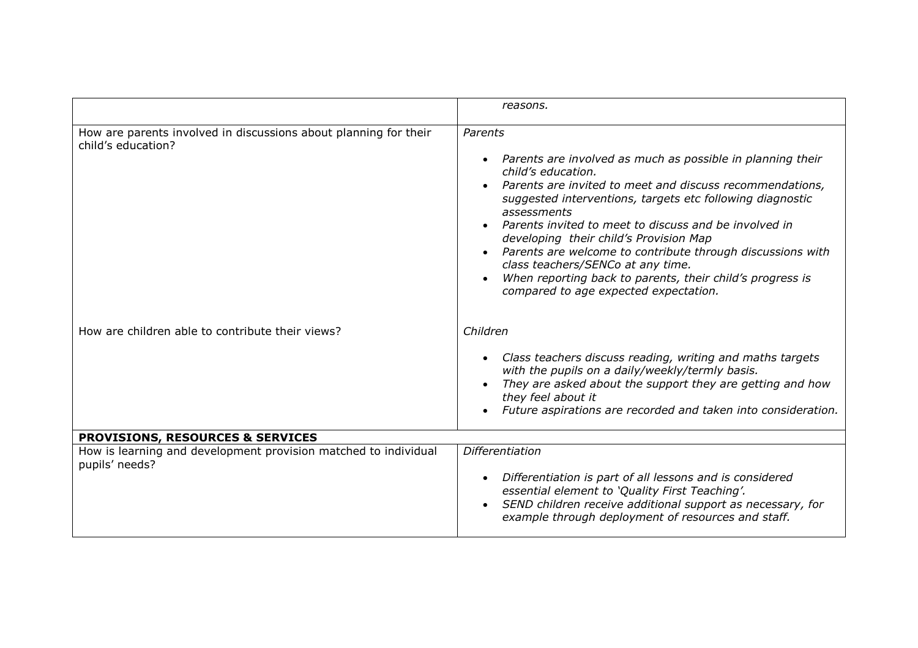| | |
|---|---|
| | *reasons.* |
| How are parents involved in discussions about planning for their child's education? | *Parents*<br>• *Parents are involved as much as possible in planning their child's education.*<br>• *Parents are invited to meet and discuss recommendations, suggested interventions, targets etc following diagnostic assessments*<br>• *Parents invited to meet to discuss and be involved in developing their child's Provision Map*<br>• *Parents are welcome to contribute through discussions with class teachers/SENCo at any time.*<br>• *When reporting back to parents, their child's progress is compared to age expected expectation.* |
| How are children able to contribute their views? | *Children*<br>• *Class teachers discuss reading, writing and maths targets with the pupils on a daily/weekly/termly basis.*<br>• *They are asked about the support they are getting and how they feel about it*<br>• *Future aspirations are recorded and taken into consideration.* |
| **PROVISIONS, RESOURCES & SERVICES** | |
| How is learning and development provision matched to individual pupils' needs? | *Differentiation*<br>• *Differentiation is part of all lessons and is considered essential element to 'Quality First Teaching'.*<br>• *SEND children receive additional support as necessary, for example through deployment of resources and staff.* |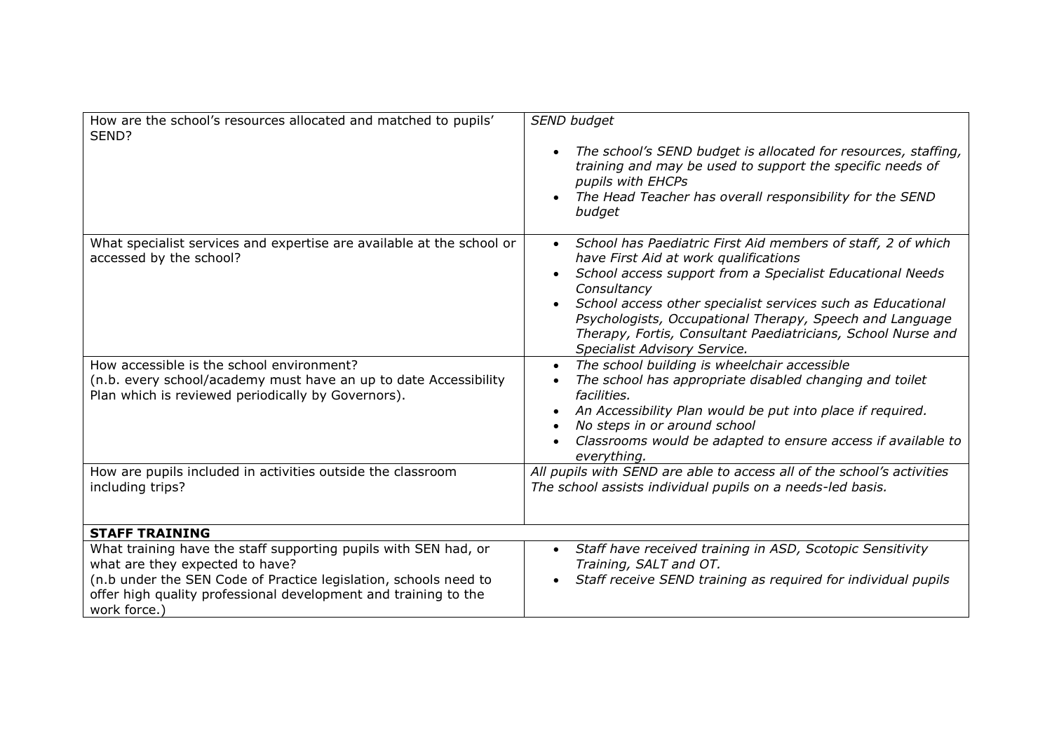| | |
|---|---|
| How are the school's resources allocated and matched to pupils' SEND? | *SEND budget*<br><br>• *The school's SEND budget is allocated for resources, staffing, training and may be used to support the specific needs of pupils with EHCPs*<br>• *The Head Teacher has overall responsibility for the SEND budget* |
| What specialist services and expertise are available at the school or accessed by the school? | • *School has Paediatric First Aid members of staff, 2 of which have First Aid at work qualifications*<br>• *School access support from a Specialist Educational Needs Consultancy*<br>• *School access other specialist services such as Educational Psychologists, Occupational Therapy, Speech and Language Therapy, Fortis, Consultant Paediatricians, School Nurse and Specialist Advisory Service.* |
| How accessible is the school environment?<br>(n.b. every school/academy must have an up to date Accessibility Plan which is reviewed periodically by Governors). | • *The school building is wheelchair accessible*<br>• *The school has appropriate disabled changing and toilet facilities.*<br>• *An Accessibility Plan would be put into place if required.*<br>• *No steps in or around school*<br>• *Classrooms would be adapted to ensure access if available to everything.* |
| How are pupils included in activities outside the classroom including trips? | *All pupils with SEND are able to access all of the school's activities*<br>*The school assists individual pupils on a needs-led basis.* |
| **STAFF TRAINING** | |
| What training have the staff supporting pupils with SEN had, or what are they expected to have?<br>(n.b under the SEN Code of Practice legislation, schools need to offer high quality professional development and training to the work force.) | • *Staff have received training in ASD, Scotopic Sensitivity Training, SALT and OT.*<br>• *Staff receive SEND training as required for individual pupils* |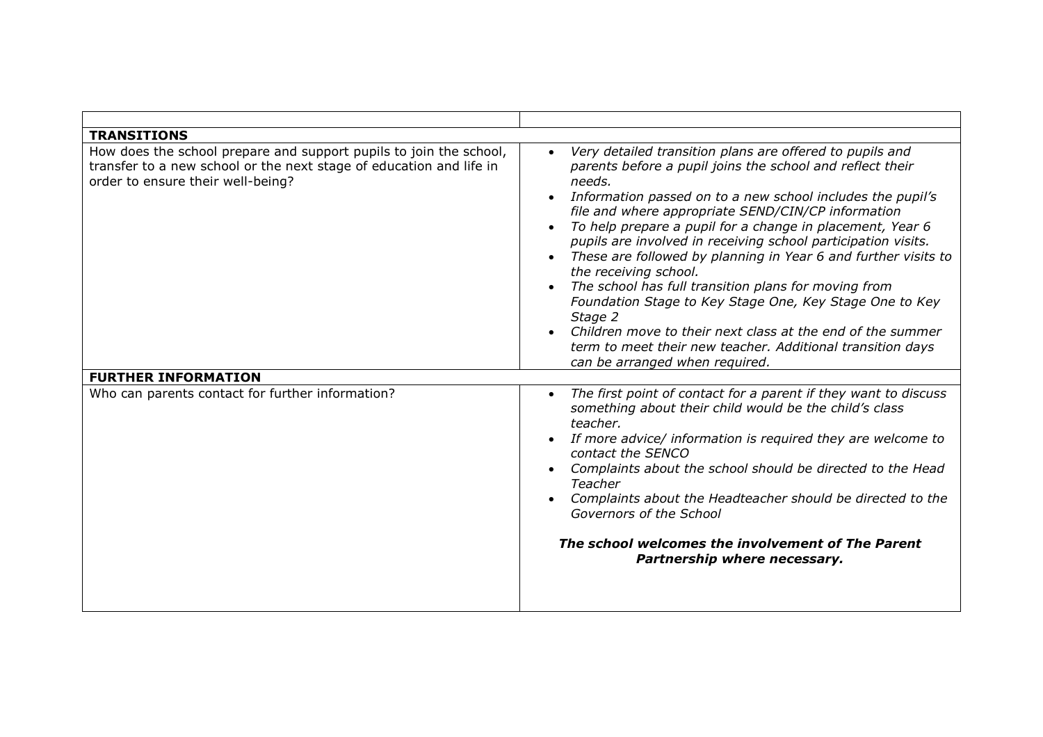| | |
|---|---|
| **TRANSITIONS** | |
| How does the school prepare and support pupils to join the school, transfer to a new school or the next stage of education and life in order to ensure their well-being? | • *Very detailed transition plans are offered to pupils and parents before a pupil joins the school and reflect their needs.*<br>• *Information passed on to a new school includes the pupil's file and where appropriate SEND/CIN/CP information*<br>• *To help prepare a pupil for a change in placement, Year 6 pupils are involved in receiving school participation visits.*<br>• *These are followed by planning in Year 6 and further visits to the receiving school.*<br>• *The school has full transition plans for moving from Foundation Stage to Key Stage One, Key Stage One to Key Stage 2*<br>• *Children move to their next class at the end of the summer term to meet their new teacher. Additional transition days can be arranged when required.* |
| **FURTHER INFORMATION** | |
| Who can parents contact for further information? | • *The first point of contact for a parent if they want to discuss something about their child would be the child's class teacher.*<br>• *If more advice/ information is required they are welcome to contact the SENCO*<br>• *Complaints about the school should be directed to the Head Teacher*<br>• *Complaints about the Headteacher should be directed to the Governors of the School*<br><br>***The school welcomes the involvement of The Parent Partnership where necessary.*** |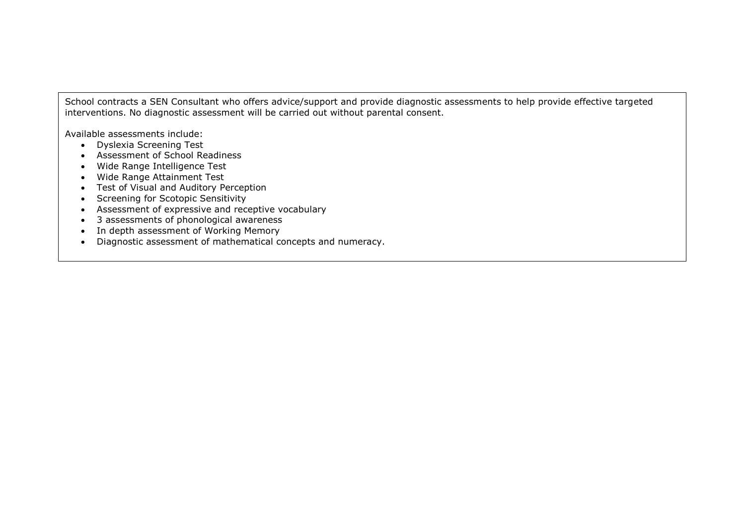School contracts a SEN Consultant who offers advice/support and provide diagnostic assessments to help provide effective targeted interventions. No diagnostic assessment will be carried out without parental consent.

Available assessments include:

- Dyslexia Screening Test
- Assessment of School Readiness
- Wide Range Intelligence Test
- Wide Range Attainment Test
- Test of Visual and Auditory Perception
- Screening for Scotopic Sensitivity
- Assessment of expressive and receptive vocabulary
- 3 assessments of phonological awareness
- In depth assessment of Working Memory
- Diagnostic assessment of mathematical concepts and numeracy.